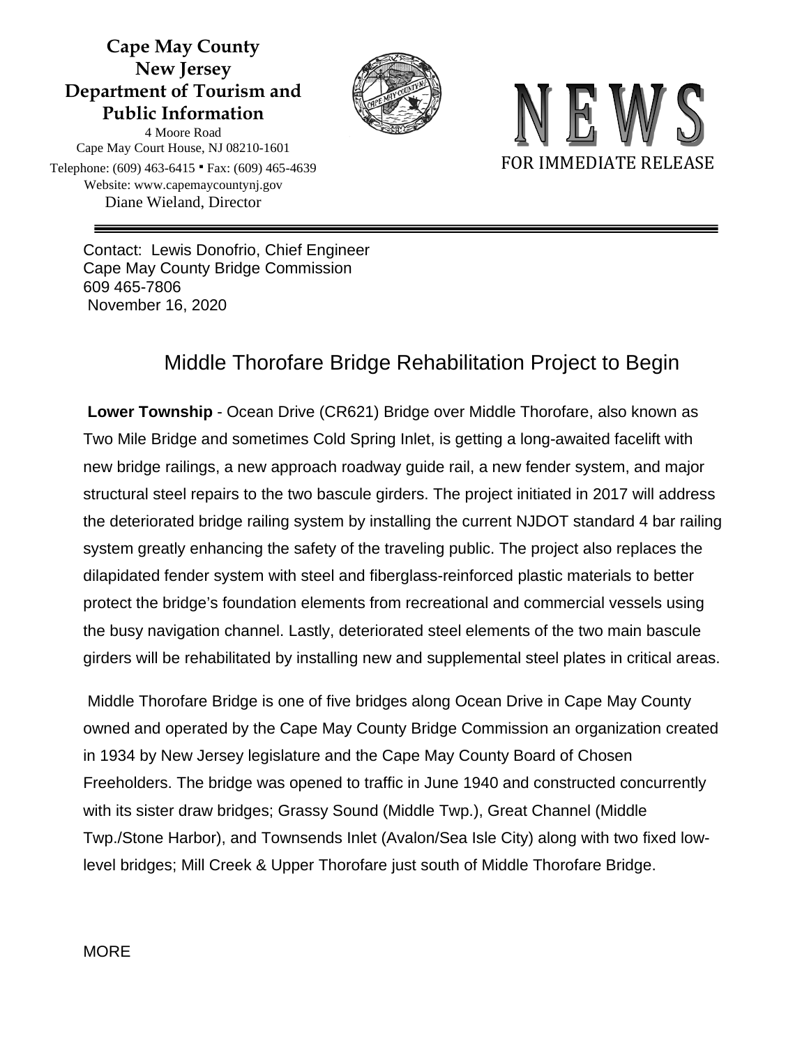**Cape May County**
**New Jersey**
**Department of Tourism and Public Information**

4 Moore Road
Cape May Court House, NJ 08210-1601
Telephone: (609) 463-6415 ▪ Fax: (609) 465-4639
Website: www.capemaycountynj.gov
Diane Wieland, Director

# NEWS

FOR IMMEDIATE RELEASE

---

Contact: Lewis Donofrio, Chief Engineer
Cape May County Bridge Commission
609 465-7806
November 16, 2020

## Middle Thorofare Bridge Rehabilitation Project to Begin

**Lower Township** - Ocean Drive (CR621) Bridge over Middle Thorofare, also known as Two Mile Bridge and sometimes Cold Spring Inlet, is getting a long-awaited facelift with new bridge railings, a new approach roadway guide rail, a new fender system, and major structural steel repairs to the two bascule girders. The project initiated in 2017 will address the deteriorated bridge railing system by installing the current NJDOT standard 4 bar railing system greatly enhancing the safety of the traveling public. The project also replaces the dilapidated fender system with steel and fiberglass-reinforced plastic materials to better protect the bridge's foundation elements from recreational and commercial vessels using the busy navigation channel. Lastly, deteriorated steel elements of the two main bascule girders will be rehabilitated by installing new and supplemental steel plates in critical areas.

Middle Thorofare Bridge is one of five bridges along Ocean Drive in Cape May County owned and operated by the Cape May County Bridge Commission an organization created in 1934 by New Jersey legislature and the Cape May County Board of Chosen Freeholders. The bridge was opened to traffic in June 1940 and constructed concurrently with its sister draw bridges; Grassy Sound (Middle Twp.), Great Channel (Middle Twp./Stone Harbor), and Townsends Inlet (Avalon/Sea Isle City) along with two fixed low-level bridges; Mill Creek & Upper Thorofare just south of Middle Thorofare Bridge.

MORE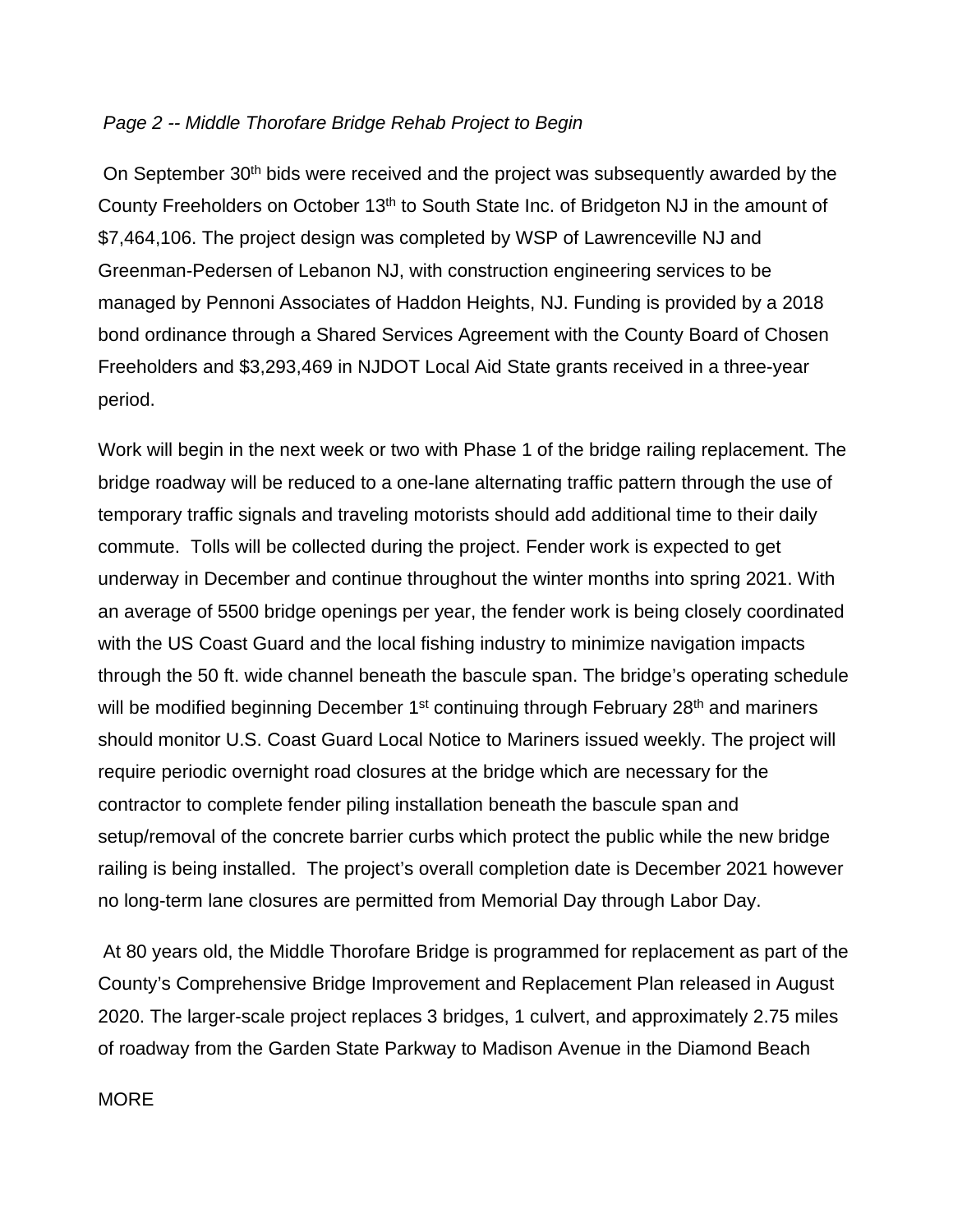*Page 2 -- Middle Thorofare Bridge Rehab Project to Begin*

On September 30th bids were received and the project was subsequently awarded by the County Freeholders on October 13th to South State Inc. of Bridgeton NJ in the amount of $7,464,106. The project design was completed by WSP of Lawrenceville NJ and Greenman-Pedersen of Lebanon NJ, with construction engineering services to be managed by Pennoni Associates of Haddon Heights, NJ. Funding is provided by a 2018 bond ordinance through a Shared Services Agreement with the County Board of Chosen Freeholders and $3,293,469 in NJDOT Local Aid State grants received in a three-year period.

Work will begin in the next week or two with Phase 1 of the bridge railing replacement. The bridge roadway will be reduced to a one-lane alternating traffic pattern through the use of temporary traffic signals and traveling motorists should add additional time to their daily commute. Tolls will be collected during the project. Fender work is expected to get underway in December and continue throughout the winter months into spring 2021. With an average of 5500 bridge openings per year, the fender work is being closely coordinated with the US Coast Guard and the local fishing industry to minimize navigation impacts through the 50 ft. wide channel beneath the bascule span. The bridge's operating schedule will be modified beginning December 1st continuing through February 28th and mariners should monitor U.S. Coast Guard Local Notice to Mariners issued weekly. The project will require periodic overnight road closures at the bridge which are necessary for the contractor to complete fender piling installation beneath the bascule span and setup/removal of the concrete barrier curbs which protect the public while the new bridge railing is being installed. The project's overall completion date is December 2021 however no long-term lane closures are permitted from Memorial Day through Labor Day.

At 80 years old, the Middle Thorofare Bridge is programmed for replacement as part of the County's Comprehensive Bridge Improvement and Replacement Plan released in August 2020. The larger-scale project replaces 3 bridges, 1 culvert, and approximately 2.75 miles of roadway from the Garden State Parkway to Madison Avenue in the Diamond Beach

MORE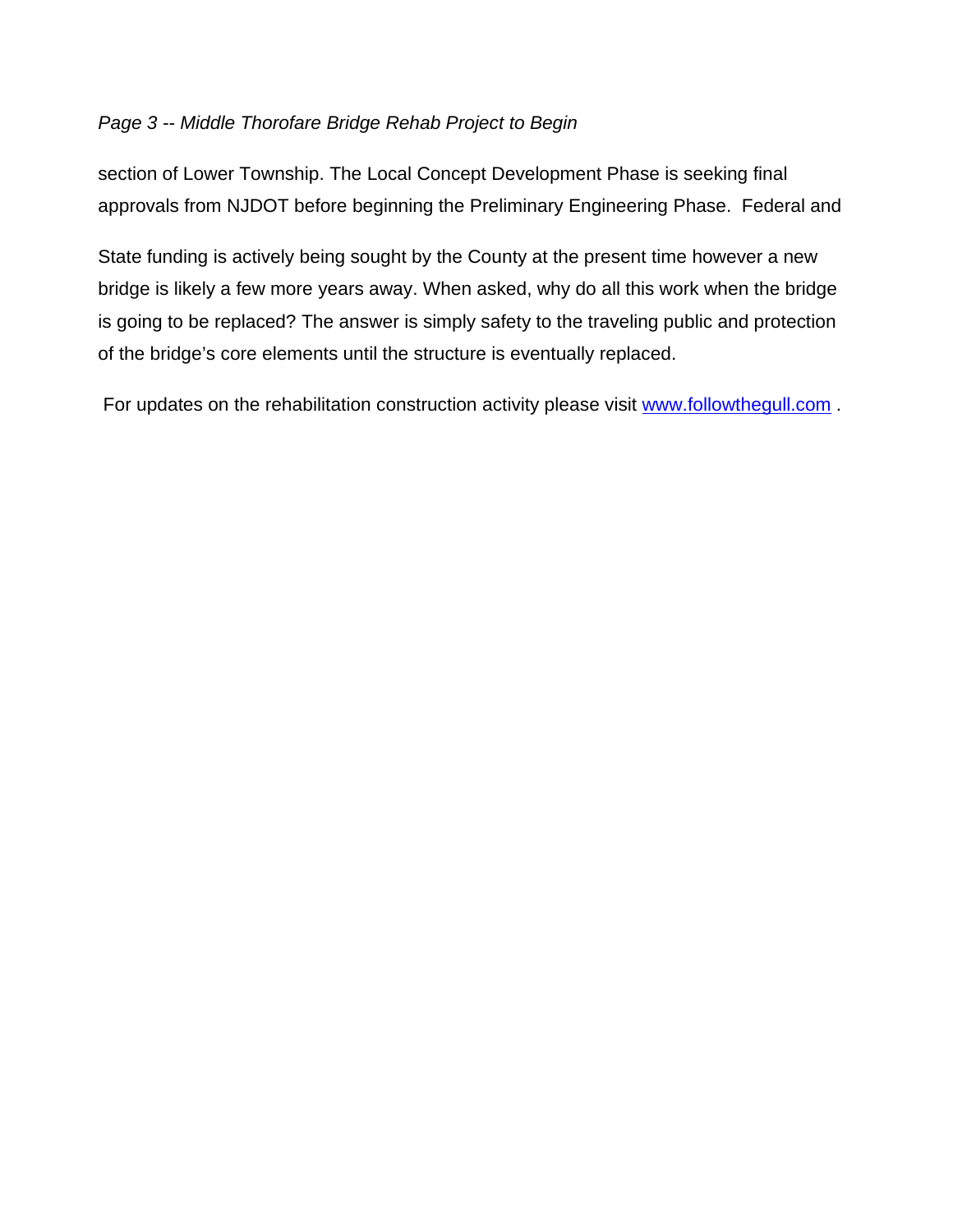section of Lower Township. The Local Concept Development Phase is seeking final approvals from NJDOT before beginning the Preliminary Engineering Phase. Federal and State funding is actively being sought by the County at the present time however a new bridge is likely a few more years away. When asked, why do all this work when the bridge is going to be replaced? The answer is simply safety to the traveling public and protection of the bridge's core elements until the structure is eventually replaced.

For updates on the rehabilitation construction activity please visit [www.followthegull.com](http://www.followthegull.com) .